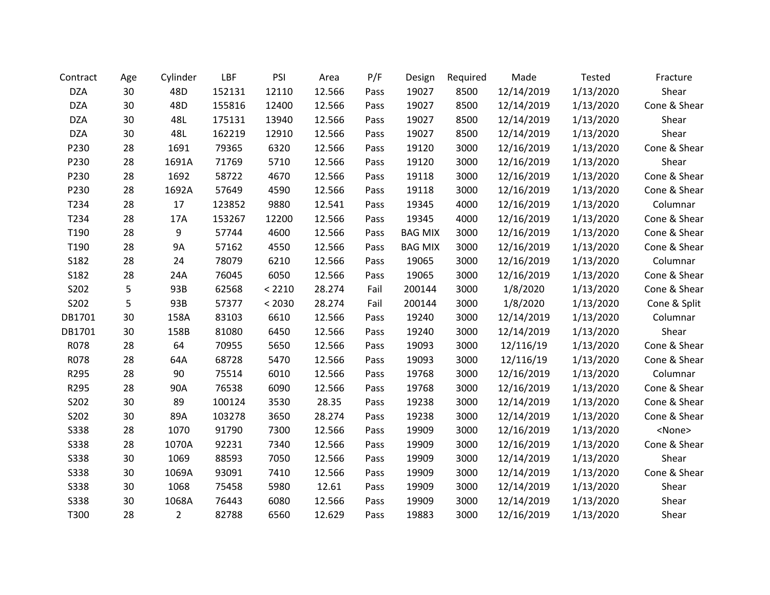| Contract | Age | Cylinder | LBF | PSI | Area | P/F | Design | Required | Made | Tested | Fracture |
|---|---|---|---|---|---|---|---|---|---|---|---|
| DZA | 30 | 48D | 152131 | 12110 | 12.566 | Pass | 19027 | 8500 | 12/14/2019 | 1/13/2020 | Shear |
| DZA | 30 | 48D | 155816 | 12400 | 12.566 | Pass | 19027 | 8500 | 12/14/2019 | 1/13/2020 | Cone & Shear |
| DZA | 30 | 48L | 175131 | 13940 | 12.566 | Pass | 19027 | 8500 | 12/14/2019 | 1/13/2020 | Shear |
| DZA | 30 | 48L | 162219 | 12910 | 12.566 | Pass | 19027 | 8500 | 12/14/2019 | 1/13/2020 | Shear |
| P230 | 28 | 1691 | 79365 | 6320 | 12.566 | Pass | 19120 | 3000 | 12/16/2019 | 1/13/2020 | Cone & Shear |
| P230 | 28 | 1691A | 71769 | 5710 | 12.566 | Pass | 19120 | 3000 | 12/16/2019 | 1/13/2020 | Shear |
| P230 | 28 | 1692 | 58722 | 4670 | 12.566 | Pass | 19118 | 3000 | 12/16/2019 | 1/13/2020 | Cone & Shear |
| P230 | 28 | 1692A | 57649 | 4590 | 12.566 | Pass | 19118 | 3000 | 12/16/2019 | 1/13/2020 | Cone & Shear |
| T234 | 28 | 17 | 123852 | 9880 | 12.541 | Pass | 19345 | 4000 | 12/16/2019 | 1/13/2020 | Columnar |
| T234 | 28 | 17A | 153267 | 12200 | 12.566 | Pass | 19345 | 4000 | 12/16/2019 | 1/13/2020 | Cone & Shear |
| T190 | 28 | 9 | 57744 | 4600 | 12.566 | Pass | BAG MIX | 3000 | 12/16/2019 | 1/13/2020 | Cone & Shear |
| T190 | 28 | 9A | 57162 | 4550 | 12.566 | Pass | BAG MIX | 3000 | 12/16/2019 | 1/13/2020 | Cone & Shear |
| S182 | 28 | 24 | 78079 | 6210 | 12.566 | Pass | 19065 | 3000 | 12/16/2019 | 1/13/2020 | Columnar |
| S182 | 28 | 24A | 76045 | 6050 | 12.566 | Pass | 19065 | 3000 | 12/16/2019 | 1/13/2020 | Cone & Shear |
| S202 | 5 | 93B | 62568 | < 2210 | 28.274 | Fail | 200144 | 3000 | 1/8/2020 | 1/13/2020 | Cone & Shear |
| S202 | 5 | 93B | 57377 | < 2030 | 28.274 | Fail | 200144 | 3000 | 1/8/2020 | 1/13/2020 | Cone & Split |
| DB1701 | 30 | 158A | 83103 | 6610 | 12.566 | Pass | 19240 | 3000 | 12/14/2019 | 1/13/2020 | Columnar |
| DB1701 | 30 | 158B | 81080 | 6450 | 12.566 | Pass | 19240 | 3000 | 12/14/2019 | 1/13/2020 | Shear |
| R078 | 28 | 64 | 70955 | 5650 | 12.566 | Pass | 19093 | 3000 | 12/116/19 | 1/13/2020 | Cone & Shear |
| R078 | 28 | 64A | 68728 | 5470 | 12.566 | Pass | 19093 | 3000 | 12/116/19 | 1/13/2020 | Cone & Shear |
| R295 | 28 | 90 | 75514 | 6010 | 12.566 | Pass | 19768 | 3000 | 12/16/2019 | 1/13/2020 | Columnar |
| R295 | 28 | 90A | 76538 | 6090 | 12.566 | Pass | 19768 | 3000 | 12/16/2019 | 1/13/2020 | Cone & Shear |
| S202 | 30 | 89 | 100124 | 3530 | 28.35 | Pass | 19238 | 3000 | 12/14/2019 | 1/13/2020 | Cone & Shear |
| S202 | 30 | 89A | 103278 | 3650 | 28.274 | Pass | 19238 | 3000 | 12/14/2019 | 1/13/2020 | Cone & Shear |
| S338 | 28 | 1070 | 91790 | 7300 | 12.566 | Pass | 19909 | 3000 | 12/16/2019 | 1/13/2020 | <None> |
| S338 | 28 | 1070A | 92231 | 7340 | 12.566 | Pass | 19909 | 3000 | 12/16/2019 | 1/13/2020 | Cone & Shear |
| S338 | 30 | 1069 | 88593 | 7050 | 12.566 | Pass | 19909 | 3000 | 12/14/2019 | 1/13/2020 | Shear |
| S338 | 30 | 1069A | 93091 | 7410 | 12.566 | Pass | 19909 | 3000 | 12/14/2019 | 1/13/2020 | Cone & Shear |
| S338 | 30 | 1068 | 75458 | 5980 | 12.61 | Pass | 19909 | 3000 | 12/14/2019 | 1/13/2020 | Shear |
| S338 | 30 | 1068A | 76443 | 6080 | 12.566 | Pass | 19909 | 3000 | 12/14/2019 | 1/13/2020 | Shear |
| T300 | 28 | 2 | 82788 | 6560 | 12.629 | Pass | 19883 | 3000 | 12/16/2019 | 1/13/2020 | Shear |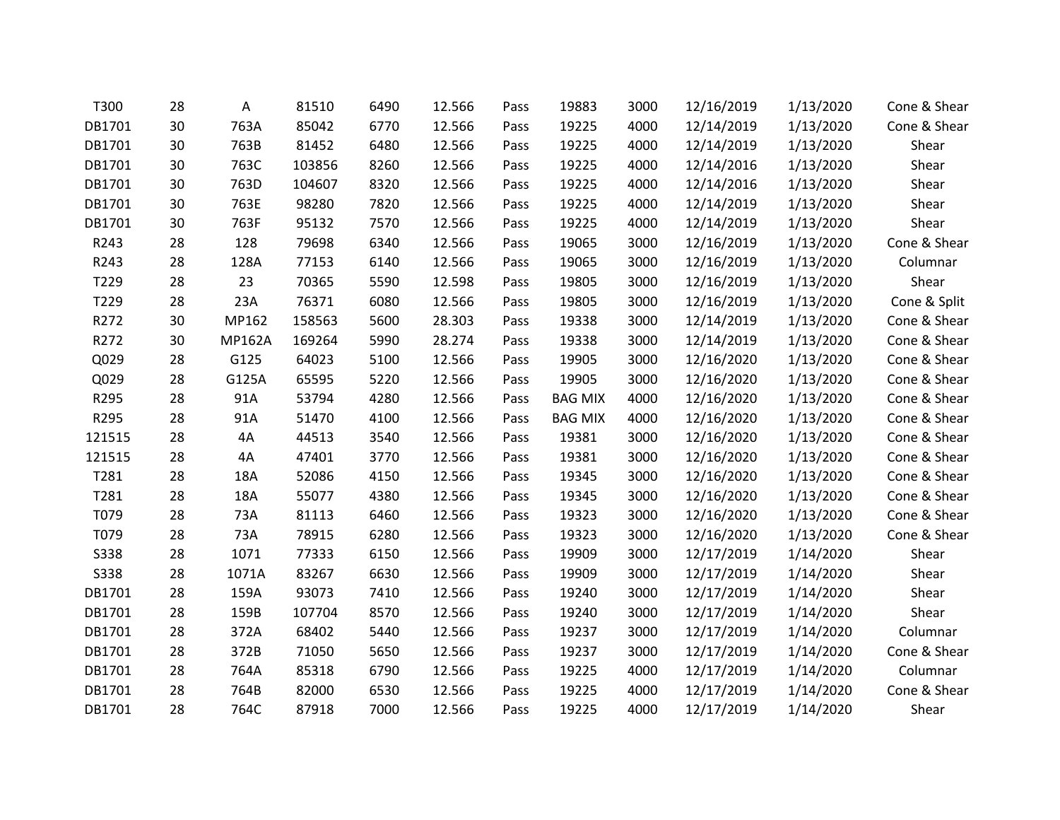| | | | | | | | | | | | |
|---|---|---|---|---|---|---|---|---|---|---|---|
| T300 | 28 | A | 81510 | 6490 | 12.566 | Pass | 19883 | 3000 | 12/16/2019 | 1/13/2020 | Cone & Shear |
| DB1701 | 30 | 763A | 85042 | 6770 | 12.566 | Pass | 19225 | 4000 | 12/14/2019 | 1/13/2020 | Cone & Shear |
| DB1701 | 30 | 763B | 81452 | 6480 | 12.566 | Pass | 19225 | 4000 | 12/14/2019 | 1/13/2020 | Shear |
| DB1701 | 30 | 763C | 103856 | 8260 | 12.566 | Pass | 19225 | 4000 | 12/14/2016 | 1/13/2020 | Shear |
| DB1701 | 30 | 763D | 104607 | 8320 | 12.566 | Pass | 19225 | 4000 | 12/14/2016 | 1/13/2020 | Shear |
| DB1701 | 30 | 763E | 98280 | 7820 | 12.566 | Pass | 19225 | 4000 | 12/14/2019 | 1/13/2020 | Shear |
| DB1701 | 30 | 763F | 95132 | 7570 | 12.566 | Pass | 19225 | 4000 | 12/14/2019 | 1/13/2020 | Shear |
| R243 | 28 | 128 | 79698 | 6340 | 12.566 | Pass | 19065 | 3000 | 12/16/2019 | 1/13/2020 | Cone & Shear |
| R243 | 28 | 128A | 77153 | 6140 | 12.566 | Pass | 19065 | 3000 | 12/16/2019 | 1/13/2020 | Columnar |
| T229 | 28 | 23 | 70365 | 5590 | 12.598 | Pass | 19805 | 3000 | 12/16/2019 | 1/13/2020 | Shear |
| T229 | 28 | 23A | 76371 | 6080 | 12.566 | Pass | 19805 | 3000 | 12/16/2019 | 1/13/2020 | Cone & Split |
| R272 | 30 | MP162 | 158563 | 5600 | 28.303 | Pass | 19338 | 3000 | 12/14/2019 | 1/13/2020 | Cone & Shear |
| R272 | 30 | MP162A | 169264 | 5990 | 28.274 | Pass | 19338 | 3000 | 12/14/2019 | 1/13/2020 | Cone & Shear |
| Q029 | 28 | G125 | 64023 | 5100 | 12.566 | Pass | 19905 | 3000 | 12/16/2020 | 1/13/2020 | Cone & Shear |
| Q029 | 28 | G125A | 65595 | 5220 | 12.566 | Pass | 19905 | 3000 | 12/16/2020 | 1/13/2020 | Cone & Shear |
| R295 | 28 | 91A | 53794 | 4280 | 12.566 | Pass | BAG MIX | 4000 | 12/16/2020 | 1/13/2020 | Cone & Shear |
| R295 | 28 | 91A | 51470 | 4100 | 12.566 | Pass | BAG MIX | 4000 | 12/16/2020 | 1/13/2020 | Cone & Shear |
| 121515 | 28 | 4A | 44513 | 3540 | 12.566 | Pass | 19381 | 3000 | 12/16/2020 | 1/13/2020 | Cone & Shear |
| 121515 | 28 | 4A | 47401 | 3770 | 12.566 | Pass | 19381 | 3000 | 12/16/2020 | 1/13/2020 | Cone & Shear |
| T281 | 28 | 18A | 52086 | 4150 | 12.566 | Pass | 19345 | 3000 | 12/16/2020 | 1/13/2020 | Cone & Shear |
| T281 | 28 | 18A | 55077 | 4380 | 12.566 | Pass | 19345 | 3000 | 12/16/2020 | 1/13/2020 | Cone & Shear |
| T079 | 28 | 73A | 81113 | 6460 | 12.566 | Pass | 19323 | 3000 | 12/16/2020 | 1/13/2020 | Cone & Shear |
| T079 | 28 | 73A | 78915 | 6280 | 12.566 | Pass | 19323 | 3000 | 12/16/2020 | 1/13/2020 | Cone & Shear |
| S338 | 28 | 1071 | 77333 | 6150 | 12.566 | Pass | 19909 | 3000 | 12/17/2019 | 1/14/2020 | Shear |
| S338 | 28 | 1071A | 83267 | 6630 | 12.566 | Pass | 19909 | 3000 | 12/17/2019 | 1/14/2020 | Shear |
| DB1701 | 28 | 159A | 93073 | 7410 | 12.566 | Pass | 19240 | 3000 | 12/17/2019 | 1/14/2020 | Shear |
| DB1701 | 28 | 159B | 107704 | 8570 | 12.566 | Pass | 19240 | 3000 | 12/17/2019 | 1/14/2020 | Shear |
| DB1701 | 28 | 372A | 68402 | 5440 | 12.566 | Pass | 19237 | 3000 | 12/17/2019 | 1/14/2020 | Columnar |
| DB1701 | 28 | 372B | 71050 | 5650 | 12.566 | Pass | 19237 | 3000 | 12/17/2019 | 1/14/2020 | Cone & Shear |
| DB1701 | 28 | 764A | 85318 | 6790 | 12.566 | Pass | 19225 | 4000 | 12/17/2019 | 1/14/2020 | Columnar |
| DB1701 | 28 | 764B | 82000 | 6530 | 12.566 | Pass | 19225 | 4000 | 12/17/2019 | 1/14/2020 | Cone & Shear |
| DB1701 | 28 | 764C | 87918 | 7000 | 12.566 | Pass | 19225 | 4000 | 12/17/2019 | 1/14/2020 | Shear |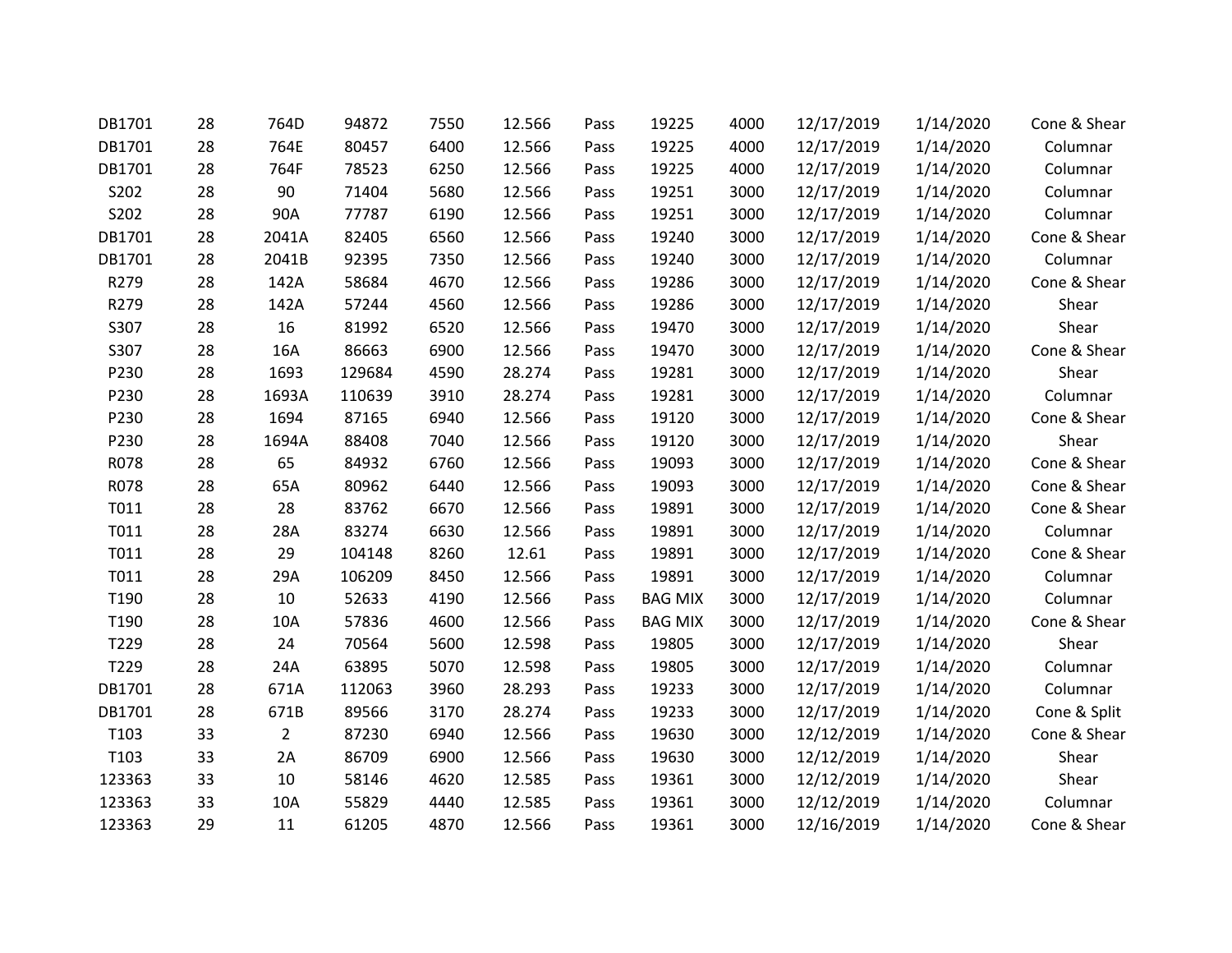| | | | | | | | | | | | |
|---|---|---|---|---|---|---|---|---|---|---|---|
| DB1701 | 28 | 764D | 94872 | 7550 | 12.566 | Pass | 19225 | 4000 | 12/17/2019 | 1/14/2020 | Cone & Shear |
| DB1701 | 28 | 764E | 80457 | 6400 | 12.566 | Pass | 19225 | 4000 | 12/17/2019 | 1/14/2020 | Columnar |
| DB1701 | 28 | 764F | 78523 | 6250 | 12.566 | Pass | 19225 | 4000 | 12/17/2019 | 1/14/2020 | Columnar |
| S202 | 28 | 90 | 71404 | 5680 | 12.566 | Pass | 19251 | 3000 | 12/17/2019 | 1/14/2020 | Columnar |
| S202 | 28 | 90A | 77787 | 6190 | 12.566 | Pass | 19251 | 3000 | 12/17/2019 | 1/14/2020 | Columnar |
| DB1701 | 28 | 2041A | 82405 | 6560 | 12.566 | Pass | 19240 | 3000 | 12/17/2019 | 1/14/2020 | Cone & Shear |
| DB1701 | 28 | 2041B | 92395 | 7350 | 12.566 | Pass | 19240 | 3000 | 12/17/2019 | 1/14/2020 | Columnar |
| R279 | 28 | 142A | 58684 | 4670 | 12.566 | Pass | 19286 | 3000 | 12/17/2019 | 1/14/2020 | Cone & Shear |
| R279 | 28 | 142A | 57244 | 4560 | 12.566 | Pass | 19286 | 3000 | 12/17/2019 | 1/14/2020 | Shear |
| S307 | 28 | 16 | 81992 | 6520 | 12.566 | Pass | 19470 | 3000 | 12/17/2019 | 1/14/2020 | Shear |
| S307 | 28 | 16A | 86663 | 6900 | 12.566 | Pass | 19470 | 3000 | 12/17/2019 | 1/14/2020 | Cone & Shear |
| P230 | 28 | 1693 | 129684 | 4590 | 28.274 | Pass | 19281 | 3000 | 12/17/2019 | 1/14/2020 | Shear |
| P230 | 28 | 1693A | 110639 | 3910 | 28.274 | Pass | 19281 | 3000 | 12/17/2019 | 1/14/2020 | Columnar |
| P230 | 28 | 1694 | 87165 | 6940 | 12.566 | Pass | 19120 | 3000 | 12/17/2019 | 1/14/2020 | Cone & Shear |
| P230 | 28 | 1694A | 88408 | 7040 | 12.566 | Pass | 19120 | 3000 | 12/17/2019 | 1/14/2020 | Shear |
| R078 | 28 | 65 | 84932 | 6760 | 12.566 | Pass | 19093 | 3000 | 12/17/2019 | 1/14/2020 | Cone & Shear |
| R078 | 28 | 65A | 80962 | 6440 | 12.566 | Pass | 19093 | 3000 | 12/17/2019 | 1/14/2020 | Cone & Shear |
| T011 | 28 | 28 | 83762 | 6670 | 12.566 | Pass | 19891 | 3000 | 12/17/2019 | 1/14/2020 | Cone & Shear |
| T011 | 28 | 28A | 83274 | 6630 | 12.566 | Pass | 19891 | 3000 | 12/17/2019 | 1/14/2020 | Columnar |
| T011 | 28 | 29 | 104148 | 8260 | 12.61 | Pass | 19891 | 3000 | 12/17/2019 | 1/14/2020 | Cone & Shear |
| T011 | 28 | 29A | 106209 | 8450 | 12.566 | Pass | 19891 | 3000 | 12/17/2019 | 1/14/2020 | Columnar |
| T190 | 28 | 10 | 52633 | 4190 | 12.566 | Pass | BAG MIX | 3000 | 12/17/2019 | 1/14/2020 | Columnar |
| T190 | 28 | 10A | 57836 | 4600 | 12.566 | Pass | BAG MIX | 3000 | 12/17/2019 | 1/14/2020 | Cone & Shear |
| T229 | 28 | 24 | 70564 | 5600 | 12.598 | Pass | 19805 | 3000 | 12/17/2019 | 1/14/2020 | Shear |
| T229 | 28 | 24A | 63895 | 5070 | 12.598 | Pass | 19805 | 3000 | 12/17/2019 | 1/14/2020 | Columnar |
| DB1701 | 28 | 671A | 112063 | 3960 | 28.293 | Pass | 19233 | 3000 | 12/17/2019 | 1/14/2020 | Columnar |
| DB1701 | 28 | 671B | 89566 | 3170 | 28.274 | Pass | 19233 | 3000 | 12/17/2019 | 1/14/2020 | Cone & Split |
| T103 | 33 | 2 | 87230 | 6940 | 12.566 | Pass | 19630 | 3000 | 12/12/2019 | 1/14/2020 | Cone & Shear |
| T103 | 33 | 2A | 86709 | 6900 | 12.566 | Pass | 19630 | 3000 | 12/12/2019 | 1/14/2020 | Shear |
| 123363 | 33 | 10 | 58146 | 4620 | 12.585 | Pass | 19361 | 3000 | 12/12/2019 | 1/14/2020 | Shear |
| 123363 | 33 | 10A | 55829 | 4440 | 12.585 | Pass | 19361 | 3000 | 12/12/2019 | 1/14/2020 | Columnar |
| 123363 | 29 | 11 | 61205 | 4870 | 12.566 | Pass | 19361 | 3000 | 12/16/2019 | 1/14/2020 | Cone & Shear |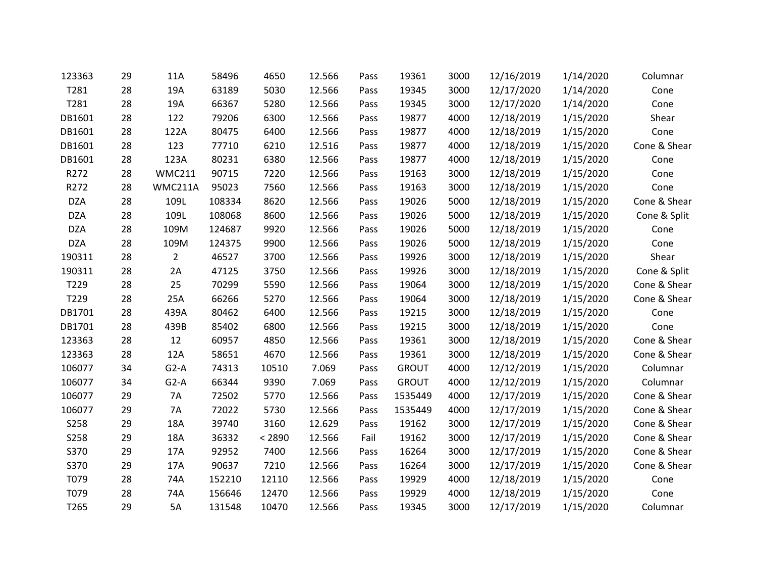| | | | | | | | | | | | |
|---|---|---|---|---|---|---|---|---|---|---|---|
| 123363 | 29 | 11A | 58496 | 4650 | 12.566 | Pass | 19361 | 3000 | 12/16/2019 | 1/14/2020 | Columnar |
| T281 | 28 | 19A | 63189 | 5030 | 12.566 | Pass | 19345 | 3000 | 12/17/2020 | 1/14/2020 | Cone |
| T281 | 28 | 19A | 66367 | 5280 | 12.566 | Pass | 19345 | 3000 | 12/17/2020 | 1/14/2020 | Cone |
| DB1601 | 28 | 122 | 79206 | 6300 | 12.566 | Pass | 19877 | 4000 | 12/18/2019 | 1/15/2020 | Shear |
| DB1601 | 28 | 122A | 80475 | 6400 | 12.566 | Pass | 19877 | 4000 | 12/18/2019 | 1/15/2020 | Cone |
| DB1601 | 28 | 123 | 77710 | 6210 | 12.516 | Pass | 19877 | 4000 | 12/18/2019 | 1/15/2020 | Cone & Shear |
| DB1601 | 28 | 123A | 80231 | 6380 | 12.566 | Pass | 19877 | 4000 | 12/18/2019 | 1/15/2020 | Cone |
| R272 | 28 | WMC211 | 90715 | 7220 | 12.566 | Pass | 19163 | 3000 | 12/18/2019 | 1/15/2020 | Cone |
| R272 | 28 | WMC211A | 95023 | 7560 | 12.566 | Pass | 19163 | 3000 | 12/18/2019 | 1/15/2020 | Cone |
| DZA | 28 | 109L | 108334 | 8620 | 12.566 | Pass | 19026 | 5000 | 12/18/2019 | 1/15/2020 | Cone & Shear |
| DZA | 28 | 109L | 108068 | 8600 | 12.566 | Pass | 19026 | 5000 | 12/18/2019 | 1/15/2020 | Cone & Split |
| DZA | 28 | 109M | 124687 | 9920 | 12.566 | Pass | 19026 | 5000 | 12/18/2019 | 1/15/2020 | Cone |
| DZA | 28 | 109M | 124375 | 9900 | 12.566 | Pass | 19026 | 5000 | 12/18/2019 | 1/15/2020 | Cone |
| 190311 | 28 | 2 | 46527 | 3700 | 12.566 | Pass | 19926 | 3000 | 12/18/2019 | 1/15/2020 | Shear |
| 190311 | 28 | 2A | 47125 | 3750 | 12.566 | Pass | 19926 | 3000 | 12/18/2019 | 1/15/2020 | Cone & Split |
| T229 | 28 | 25 | 70299 | 5590 | 12.566 | Pass | 19064 | 3000 | 12/18/2019 | 1/15/2020 | Cone & Shear |
| T229 | 28 | 25A | 66266 | 5270 | 12.566 | Pass | 19064 | 3000 | 12/18/2019 | 1/15/2020 | Cone & Shear |
| DB1701 | 28 | 439A | 80462 | 6400 | 12.566 | Pass | 19215 | 3000 | 12/18/2019 | 1/15/2020 | Cone |
| DB1701 | 28 | 439B | 85402 | 6800 | 12.566 | Pass | 19215 | 3000 | 12/18/2019 | 1/15/2020 | Cone |
| 123363 | 28 | 12 | 60957 | 4850 | 12.566 | Pass | 19361 | 3000 | 12/18/2019 | 1/15/2020 | Cone & Shear |
| 123363 | 28 | 12A | 58651 | 4670 | 12.566 | Pass | 19361 | 3000 | 12/18/2019 | 1/15/2020 | Cone & Shear |
| 106077 | 34 | G2-A | 74313 | 10510 | 7.069 | Pass | GROUT | 4000 | 12/12/2019 | 1/15/2020 | Columnar |
| 106077 | 34 | G2-A | 66344 | 9390 | 7.069 | Pass | GROUT | 4000 | 12/12/2019 | 1/15/2020 | Columnar |
| 106077 | 29 | 7A | 72502 | 5770 | 12.566 | Pass | 1535449 | 4000 | 12/17/2019 | 1/15/2020 | Cone & Shear |
| 106077 | 29 | 7A | 72022 | 5730 | 12.566 | Pass | 1535449 | 4000 | 12/17/2019 | 1/15/2020 | Cone & Shear |
| S258 | 29 | 18A | 39740 | 3160 | 12.629 | Pass | 19162 | 3000 | 12/17/2019 | 1/15/2020 | Cone & Shear |
| S258 | 29 | 18A | 36332 | < 2890 | 12.566 | Fail | 19162 | 3000 | 12/17/2019 | 1/15/2020 | Cone & Shear |
| S370 | 29 | 17A | 92952 | 7400 | 12.566 | Pass | 16264 | 3000 | 12/17/2019 | 1/15/2020 | Cone & Shear |
| S370 | 29 | 17A | 90637 | 7210 | 12.566 | Pass | 16264 | 3000 | 12/17/2019 | 1/15/2020 | Cone & Shear |
| T079 | 28 | 74A | 152210 | 12110 | 12.566 | Pass | 19929 | 4000 | 12/18/2019 | 1/15/2020 | Cone |
| T079 | 28 | 74A | 156646 | 12470 | 12.566 | Pass | 19929 | 4000 | 12/18/2019 | 1/15/2020 | Cone |
| T265 | 29 | 5A | 131548 | 10470 | 12.566 | Pass | 19345 | 3000 | 12/17/2019 | 1/15/2020 | Columnar |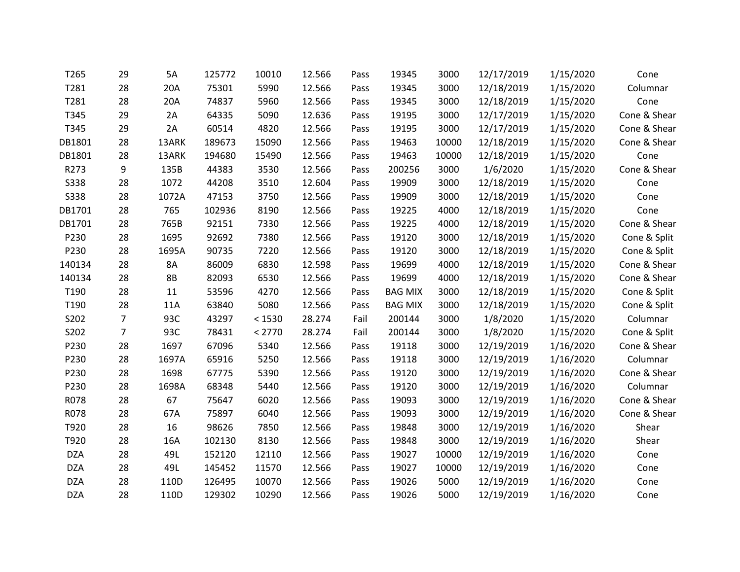| | | | | | | | | | | | |
|---|---|---|---|---|---|---|---|---|---|---|---|
| T265 | 29 | 5A | 125772 | 10010 | 12.566 | Pass | 19345 | 3000 | 12/17/2019 | 1/15/2020 | Cone |
| T281 | 28 | 20A | 75301 | 5990 | 12.566 | Pass | 19345 | 3000 | 12/18/2019 | 1/15/2020 | Columnar |
| T281 | 28 | 20A | 74837 | 5960 | 12.566 | Pass | 19345 | 3000 | 12/18/2019 | 1/15/2020 | Cone |
| T345 | 29 | 2A | 64335 | 5090 | 12.636 | Pass | 19195 | 3000 | 12/17/2019 | 1/15/2020 | Cone & Shear |
| T345 | 29 | 2A | 60514 | 4820 | 12.566 | Pass | 19195 | 3000 | 12/17/2019 | 1/15/2020 | Cone & Shear |
| DB1801 | 28 | 13ARK | 189673 | 15090 | 12.566 | Pass | 19463 | 10000 | 12/18/2019 | 1/15/2020 | Cone & Shear |
| DB1801 | 28 | 13ARK | 194680 | 15490 | 12.566 | Pass | 19463 | 10000 | 12/18/2019 | 1/15/2020 | Cone |
| R273 | 9 | 135B | 44383 | 3530 | 12.566 | Pass | 200256 | 3000 | 1/6/2020 | 1/15/2020 | Cone & Shear |
| S338 | 28 | 1072 | 44208 | 3510 | 12.604 | Pass | 19909 | 3000 | 12/18/2019 | 1/15/2020 | Cone |
| S338 | 28 | 1072A | 47153 | 3750 | 12.566 | Pass | 19909 | 3000 | 12/18/2019 | 1/15/2020 | Cone |
| DB1701 | 28 | 765 | 102936 | 8190 | 12.566 | Pass | 19225 | 4000 | 12/18/2019 | 1/15/2020 | Cone |
| DB1701 | 28 | 765B | 92151 | 7330 | 12.566 | Pass | 19225 | 4000 | 12/18/2019 | 1/15/2020 | Cone & Shear |
| P230 | 28 | 1695 | 92692 | 7380 | 12.566 | Pass | 19120 | 3000 | 12/18/2019 | 1/15/2020 | Cone & Split |
| P230 | 28 | 1695A | 90735 | 7220 | 12.566 | Pass | 19120 | 3000 | 12/18/2019 | 1/15/2020 | Cone & Split |
| 140134 | 28 | 8A | 86009 | 6830 | 12.598 | Pass | 19699 | 4000 | 12/18/2019 | 1/15/2020 | Cone & Shear |
| 140134 | 28 | 8B | 82093 | 6530 | 12.566 | Pass | 19699 | 4000 | 12/18/2019 | 1/15/2020 | Cone & Shear |
| T190 | 28 | 11 | 53596 | 4270 | 12.566 | Pass | BAG MIX | 3000 | 12/18/2019 | 1/15/2020 | Cone & Split |
| T190 | 28 | 11A | 63840 | 5080 | 12.566 | Pass | BAG MIX | 3000 | 12/18/2019 | 1/15/2020 | Cone & Split |
| S202 | 7 | 93C | 43297 | < 1530 | 28.274 | Fail | 200144 | 3000 | 1/8/2020 | 1/15/2020 | Columnar |
| S202 | 7 | 93C | 78431 | < 2770 | 28.274 | Fail | 200144 | 3000 | 1/8/2020 | 1/15/2020 | Cone & Split |
| P230 | 28 | 1697 | 67096 | 5340 | 12.566 | Pass | 19118 | 3000 | 12/19/2019 | 1/16/2020 | Cone & Shear |
| P230 | 28 | 1697A | 65916 | 5250 | 12.566 | Pass | 19118 | 3000 | 12/19/2019 | 1/16/2020 | Columnar |
| P230 | 28 | 1698 | 67775 | 5390 | 12.566 | Pass | 19120 | 3000 | 12/19/2019 | 1/16/2020 | Cone & Shear |
| P230 | 28 | 1698A | 68348 | 5440 | 12.566 | Pass | 19120 | 3000 | 12/19/2019 | 1/16/2020 | Columnar |
| R078 | 28 | 67 | 75647 | 6020 | 12.566 | Pass | 19093 | 3000 | 12/19/2019 | 1/16/2020 | Cone & Shear |
| R078 | 28 | 67A | 75897 | 6040 | 12.566 | Pass | 19093 | 3000 | 12/19/2019 | 1/16/2020 | Cone & Shear |
| T920 | 28 | 16 | 98626 | 7850 | 12.566 | Pass | 19848 | 3000 | 12/19/2019 | 1/16/2020 | Shear |
| T920 | 28 | 16A | 102130 | 8130 | 12.566 | Pass | 19848 | 3000 | 12/19/2019 | 1/16/2020 | Shear |
| DZA | 28 | 49L | 152120 | 12110 | 12.566 | Pass | 19027 | 10000 | 12/19/2019 | 1/16/2020 | Cone |
| DZA | 28 | 49L | 145452 | 11570 | 12.566 | Pass | 19027 | 10000 | 12/19/2019 | 1/16/2020 | Cone |
| DZA | 28 | 110D | 126495 | 10070 | 12.566 | Pass | 19026 | 5000 | 12/19/2019 | 1/16/2020 | Cone |
| DZA | 28 | 110D | 129302 | 10290 | 12.566 | Pass | 19026 | 5000 | 12/19/2019 | 1/16/2020 | Cone |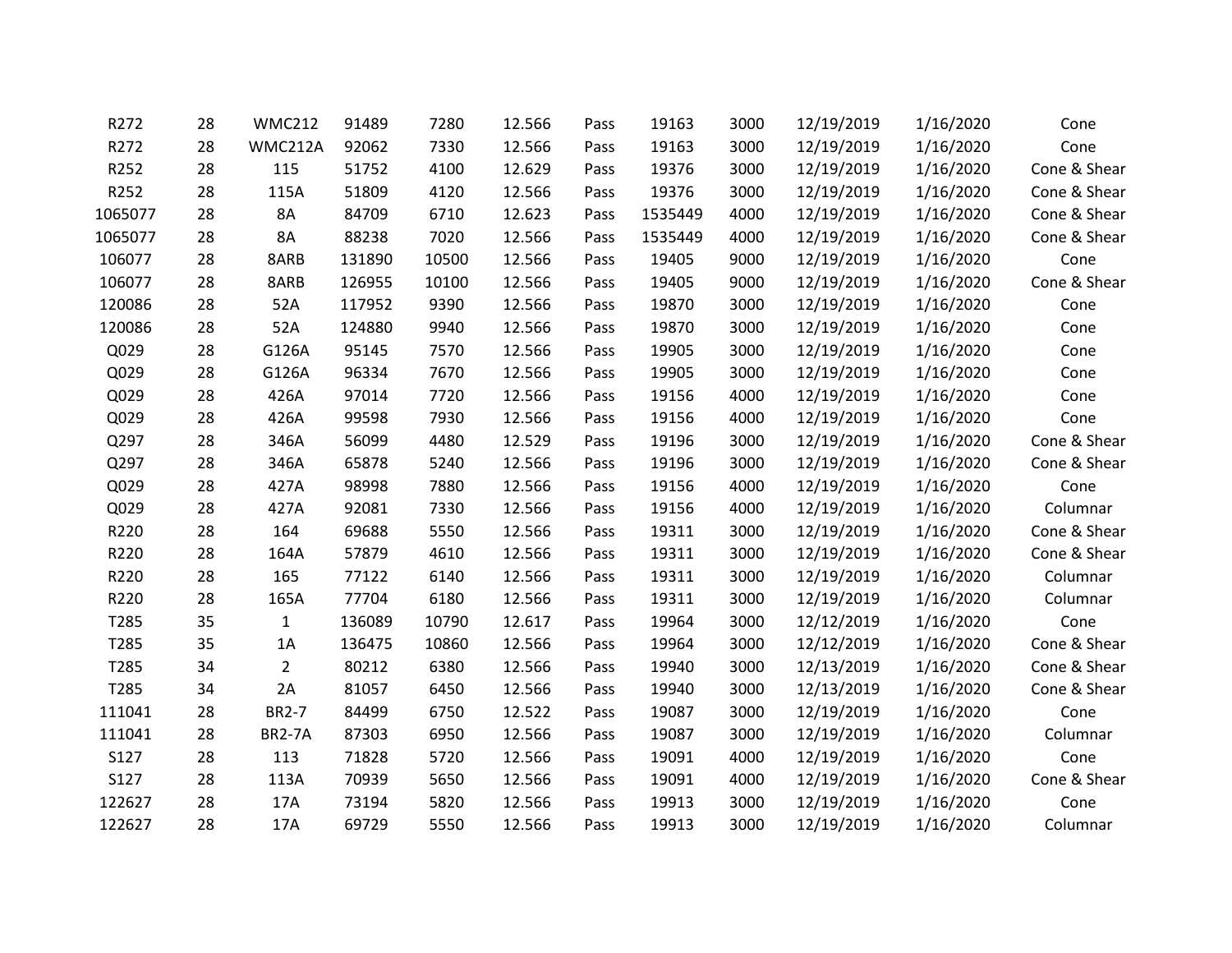| | | | | | | | | | | | |
|---|---|---|---|---|---|---|---|---|---|---|---|
| R272 | 28 | WMC212 | 91489 | 7280 | 12.566 | Pass | 19163 | 3000 | 12/19/2019 | 1/16/2020 | Cone |
| R272 | 28 | WMC212A | 92062 | 7330 | 12.566 | Pass | 19163 | 3000 | 12/19/2019 | 1/16/2020 | Cone |
| R252 | 28 | 115 | 51752 | 4100 | 12.629 | Pass | 19376 | 3000 | 12/19/2019 | 1/16/2020 | Cone & Shear |
| R252 | 28 | 115A | 51809 | 4120 | 12.566 | Pass | 19376 | 3000 | 12/19/2019 | 1/16/2020 | Cone & Shear |
| 1065077 | 28 | 8A | 84709 | 6710 | 12.623 | Pass | 1535449 | 4000 | 12/19/2019 | 1/16/2020 | Cone & Shear |
| 1065077 | 28 | 8A | 88238 | 7020 | 12.566 | Pass | 1535449 | 4000 | 12/19/2019 | 1/16/2020 | Cone & Shear |
| 106077 | 28 | 8ARB | 131890 | 10500 | 12.566 | Pass | 19405 | 9000 | 12/19/2019 | 1/16/2020 | Cone |
| 106077 | 28 | 8ARB | 126955 | 10100 | 12.566 | Pass | 19405 | 9000 | 12/19/2019 | 1/16/2020 | Cone & Shear |
| 120086 | 28 | 52A | 117952 | 9390 | 12.566 | Pass | 19870 | 3000 | 12/19/2019 | 1/16/2020 | Cone |
| 120086 | 28 | 52A | 124880 | 9940 | 12.566 | Pass | 19870 | 3000 | 12/19/2019 | 1/16/2020 | Cone |
| Q029 | 28 | G126A | 95145 | 7570 | 12.566 | Pass | 19905 | 3000 | 12/19/2019 | 1/16/2020 | Cone |
| Q029 | 28 | G126A | 96334 | 7670 | 12.566 | Pass | 19905 | 3000 | 12/19/2019 | 1/16/2020 | Cone |
| Q029 | 28 | 426A | 97014 | 7720 | 12.566 | Pass | 19156 | 4000 | 12/19/2019 | 1/16/2020 | Cone |
| Q029 | 28 | 426A | 99598 | 7930 | 12.566 | Pass | 19156 | 4000 | 12/19/2019 | 1/16/2020 | Cone |
| Q297 | 28 | 346A | 56099 | 4480 | 12.529 | Pass | 19196 | 3000 | 12/19/2019 | 1/16/2020 | Cone & Shear |
| Q297 | 28 | 346A | 65878 | 5240 | 12.566 | Pass | 19196 | 3000 | 12/19/2019 | 1/16/2020 | Cone & Shear |
| Q029 | 28 | 427A | 98998 | 7880 | 12.566 | Pass | 19156 | 4000 | 12/19/2019 | 1/16/2020 | Cone |
| Q029 | 28 | 427A | 92081 | 7330 | 12.566 | Pass | 19156 | 4000 | 12/19/2019 | 1/16/2020 | Columnar |
| R220 | 28 | 164 | 69688 | 5550 | 12.566 | Pass | 19311 | 3000 | 12/19/2019 | 1/16/2020 | Cone & Shear |
| R220 | 28 | 164A | 57879 | 4610 | 12.566 | Pass | 19311 | 3000 | 12/19/2019 | 1/16/2020 | Cone & Shear |
| R220 | 28 | 165 | 77122 | 6140 | 12.566 | Pass | 19311 | 3000 | 12/19/2019 | 1/16/2020 | Columnar |
| R220 | 28 | 165A | 77704 | 6180 | 12.566 | Pass | 19311 | 3000 | 12/19/2019 | 1/16/2020 | Columnar |
| T285 | 35 | 1 | 136089 | 10790 | 12.617 | Pass | 19964 | 3000 | 12/12/2019 | 1/16/2020 | Cone |
| T285 | 35 | 1A | 136475 | 10860 | 12.566 | Pass | 19964 | 3000 | 12/12/2019 | 1/16/2020 | Cone & Shear |
| T285 | 34 | 2 | 80212 | 6380 | 12.566 | Pass | 19940 | 3000 | 12/13/2019 | 1/16/2020 | Cone & Shear |
| T285 | 34 | 2A | 81057 | 6450 | 12.566 | Pass | 19940 | 3000 | 12/13/2019 | 1/16/2020 | Cone & Shear |
| 111041 | 28 | BR2-7 | 84499 | 6750 | 12.522 | Pass | 19087 | 3000 | 12/19/2019 | 1/16/2020 | Cone |
| 111041 | 28 | BR2-7A | 87303 | 6950 | 12.566 | Pass | 19087 | 3000 | 12/19/2019 | 1/16/2020 | Columnar |
| S127 | 28 | 113 | 71828 | 5720 | 12.566 | Pass | 19091 | 4000 | 12/19/2019 | 1/16/2020 | Cone |
| S127 | 28 | 113A | 70939 | 5650 | 12.566 | Pass | 19091 | 4000 | 12/19/2019 | 1/16/2020 | Cone & Shear |
| 122627 | 28 | 17A | 73194 | 5820 | 12.566 | Pass | 19913 | 3000 | 12/19/2019 | 1/16/2020 | Cone |
| 122627 | 28 | 17A | 69729 | 5550 | 12.566 | Pass | 19913 | 3000 | 12/19/2019 | 1/16/2020 | Columnar |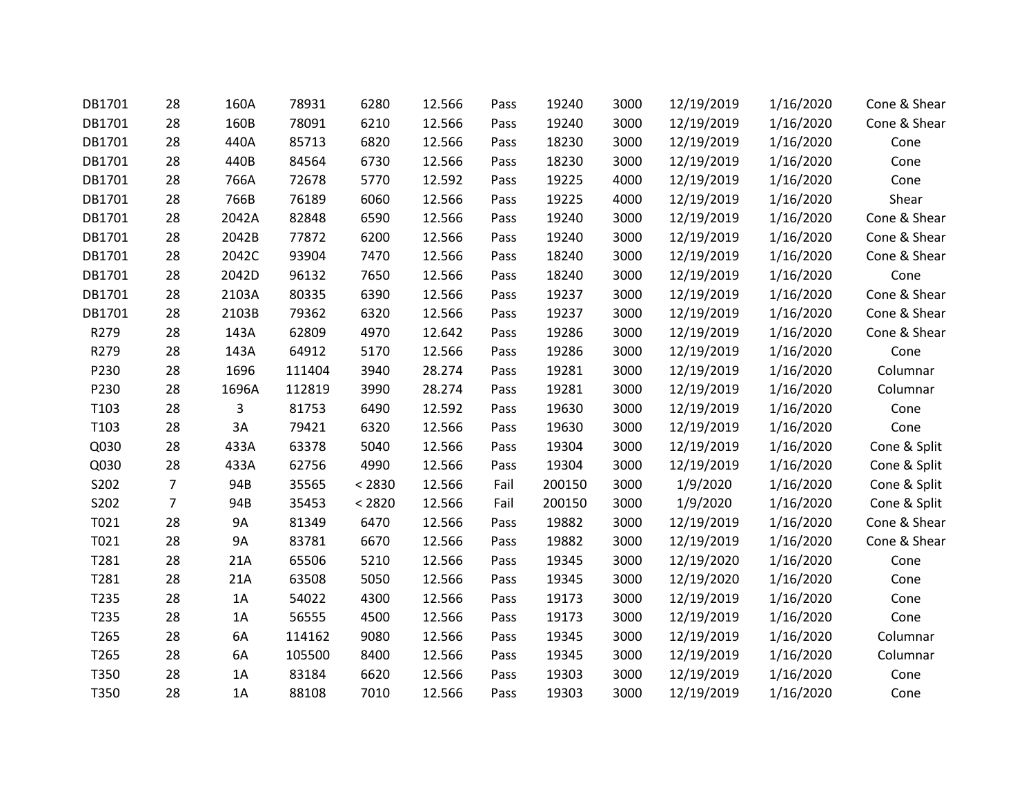| | | | | | | | | | | | |
|---|---|---|---|---|---|---|---|---|---|---|---|
| DB1701 | 28 | 160A | 78931 | 6280 | 12.566 | Pass | 19240 | 3000 | 12/19/2019 | 1/16/2020 | Cone & Shear |
| DB1701 | 28 | 160B | 78091 | 6210 | 12.566 | Pass | 19240 | 3000 | 12/19/2019 | 1/16/2020 | Cone & Shear |
| DB1701 | 28 | 440A | 85713 | 6820 | 12.566 | Pass | 18230 | 3000 | 12/19/2019 | 1/16/2020 | Cone |
| DB1701 | 28 | 440B | 84564 | 6730 | 12.566 | Pass | 18230 | 3000 | 12/19/2019 | 1/16/2020 | Cone |
| DB1701 | 28 | 766A | 72678 | 5770 | 12.592 | Pass | 19225 | 4000 | 12/19/2019 | 1/16/2020 | Cone |
| DB1701 | 28 | 766B | 76189 | 6060 | 12.566 | Pass | 19225 | 4000 | 12/19/2019 | 1/16/2020 | Shear |
| DB1701 | 28 | 2042A | 82848 | 6590 | 12.566 | Pass | 19240 | 3000 | 12/19/2019 | 1/16/2020 | Cone & Shear |
| DB1701 | 28 | 2042B | 77872 | 6200 | 12.566 | Pass | 19240 | 3000 | 12/19/2019 | 1/16/2020 | Cone & Shear |
| DB1701 | 28 | 2042C | 93904 | 7470 | 12.566 | Pass | 18240 | 3000 | 12/19/2019 | 1/16/2020 | Cone & Shear |
| DB1701 | 28 | 2042D | 96132 | 7650 | 12.566 | Pass | 18240 | 3000 | 12/19/2019 | 1/16/2020 | Cone |
| DB1701 | 28 | 2103A | 80335 | 6390 | 12.566 | Pass | 19237 | 3000 | 12/19/2019 | 1/16/2020 | Cone & Shear |
| DB1701 | 28 | 2103B | 79362 | 6320 | 12.566 | Pass | 19237 | 3000 | 12/19/2019 | 1/16/2020 | Cone & Shear |
| R279 | 28 | 143A | 62809 | 4970 | 12.642 | Pass | 19286 | 3000 | 12/19/2019 | 1/16/2020 | Cone & Shear |
| R279 | 28 | 143A | 64912 | 5170 | 12.566 | Pass | 19286 | 3000 | 12/19/2019 | 1/16/2020 | Cone |
| P230 | 28 | 1696 | 111404 | 3940 | 28.274 | Pass | 19281 | 3000 | 12/19/2019 | 1/16/2020 | Columnar |
| P230 | 28 | 1696A | 112819 | 3990 | 28.274 | Pass | 19281 | 3000 | 12/19/2019 | 1/16/2020 | Columnar |
| T103 | 28 | 3 | 81753 | 6490 | 12.592 | Pass | 19630 | 3000 | 12/19/2019 | 1/16/2020 | Cone |
| T103 | 28 | 3A | 79421 | 6320 | 12.566 | Pass | 19630 | 3000 | 12/19/2019 | 1/16/2020 | Cone |
| Q030 | 28 | 433A | 63378 | 5040 | 12.566 | Pass | 19304 | 3000 | 12/19/2019 | 1/16/2020 | Cone & Split |
| Q030 | 28 | 433A | 62756 | 4990 | 12.566 | Pass | 19304 | 3000 | 12/19/2019 | 1/16/2020 | Cone & Split |
| S202 | 7 | 94B | 35565 | < 2830 | 12.566 | Fail | 200150 | 3000 | 1/9/2020 | 1/16/2020 | Cone & Split |
| S202 | 7 | 94B | 35453 | < 2820 | 12.566 | Fail | 200150 | 3000 | 1/9/2020 | 1/16/2020 | Cone & Split |
| T021 | 28 | 9A | 81349 | 6470 | 12.566 | Pass | 19882 | 3000 | 12/19/2019 | 1/16/2020 | Cone & Shear |
| T021 | 28 | 9A | 83781 | 6670 | 12.566 | Pass | 19882 | 3000 | 12/19/2019 | 1/16/2020 | Cone & Shear |
| T281 | 28 | 21A | 65506 | 5210 | 12.566 | Pass | 19345 | 3000 | 12/19/2020 | 1/16/2020 | Cone |
| T281 | 28 | 21A | 63508 | 5050 | 12.566 | Pass | 19345 | 3000 | 12/19/2020 | 1/16/2020 | Cone |
| T235 | 28 | 1A | 54022 | 4300 | 12.566 | Pass | 19173 | 3000 | 12/19/2019 | 1/16/2020 | Cone |
| T235 | 28 | 1A | 56555 | 4500 | 12.566 | Pass | 19173 | 3000 | 12/19/2019 | 1/16/2020 | Cone |
| T265 | 28 | 6A | 114162 | 9080 | 12.566 | Pass | 19345 | 3000 | 12/19/2019 | 1/16/2020 | Columnar |
| T265 | 28 | 6A | 105500 | 8400 | 12.566 | Pass | 19345 | 3000 | 12/19/2019 | 1/16/2020 | Columnar |
| T350 | 28 | 1A | 83184 | 6620 | 12.566 | Pass | 19303 | 3000 | 12/19/2019 | 1/16/2020 | Cone |
| T350 | 28 | 1A | 88108 | 7010 | 12.566 | Pass | 19303 | 3000 | 12/19/2019 | 1/16/2020 | Cone |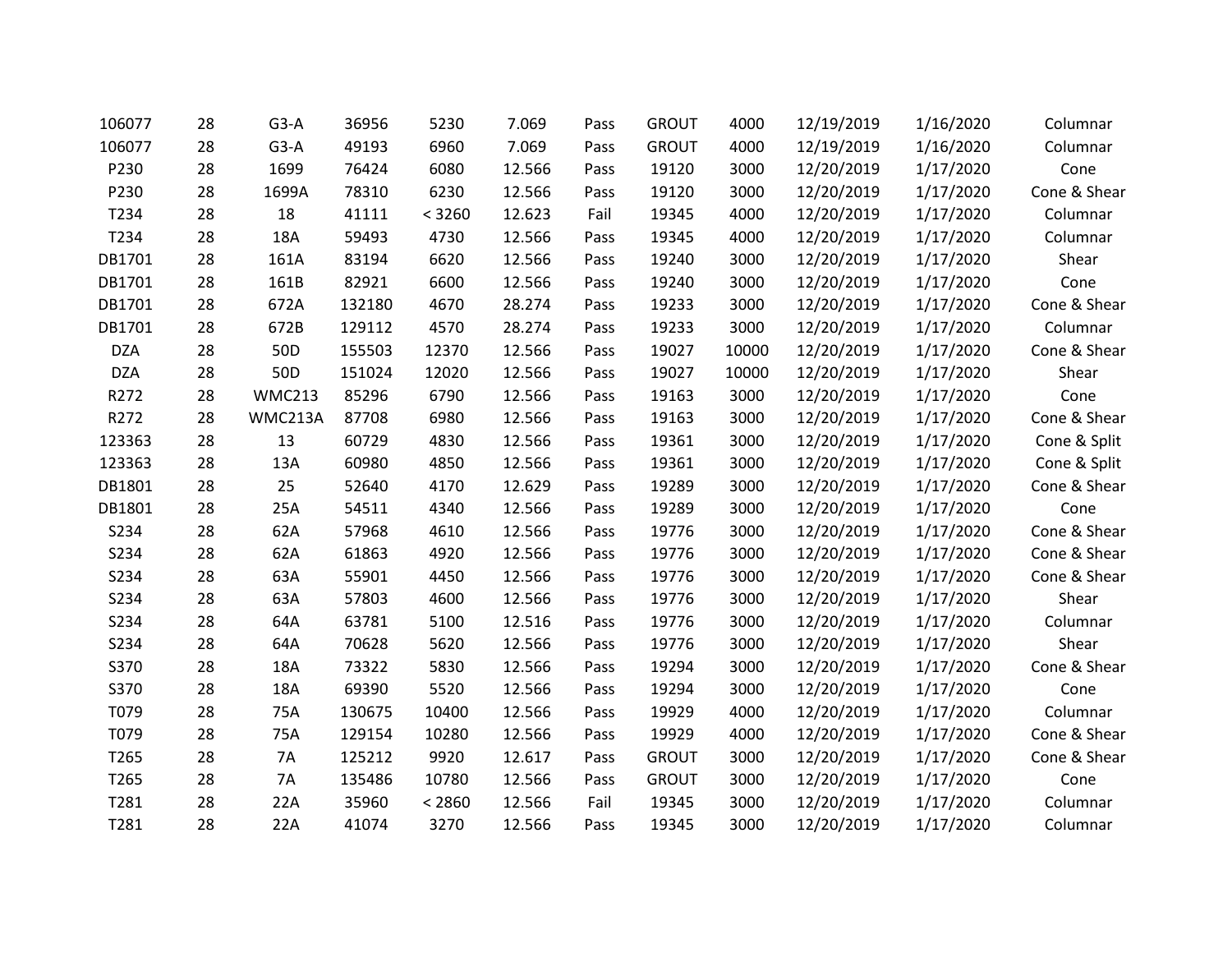| | | | | | | | | | | | |
|---|---|---|---|---|---|---|---|---|---|---|---|
| 106077 | 28 | G3-A | 36956 | 5230 | 7.069 | Pass | GROUT | 4000 | 12/19/2019 | 1/16/2020 | Columnar |
| 106077 | 28 | G3-A | 49193 | 6960 | 7.069 | Pass | GROUT | 4000 | 12/19/2019 | 1/16/2020 | Columnar |
| P230 | 28 | 1699 | 76424 | 6080 | 12.566 | Pass | 19120 | 3000 | 12/20/2019 | 1/17/2020 | Cone |
| P230 | 28 | 1699A | 78310 | 6230 | 12.566 | Pass | 19120 | 3000 | 12/20/2019 | 1/17/2020 | Cone & Shear |
| T234 | 28 | 18 | 41111 | < 3260 | 12.623 | Fail | 19345 | 4000 | 12/20/2019 | 1/17/2020 | Columnar |
| T234 | 28 | 18A | 59493 | 4730 | 12.566 | Pass | 19345 | 4000 | 12/20/2019 | 1/17/2020 | Columnar |
| DB1701 | 28 | 161A | 83194 | 6620 | 12.566 | Pass | 19240 | 3000 | 12/20/2019 | 1/17/2020 | Shear |
| DB1701 | 28 | 161B | 82921 | 6600 | 12.566 | Pass | 19240 | 3000 | 12/20/2019 | 1/17/2020 | Cone |
| DB1701 | 28 | 672A | 132180 | 4670 | 28.274 | Pass | 19233 | 3000 | 12/20/2019 | 1/17/2020 | Cone & Shear |
| DB1701 | 28 | 672B | 129112 | 4570 | 28.274 | Pass | 19233 | 3000 | 12/20/2019 | 1/17/2020 | Columnar |
| DZA | 28 | 50D | 155503 | 12370 | 12.566 | Pass | 19027 | 10000 | 12/20/2019 | 1/17/2020 | Cone & Shear |
| DZA | 28 | 50D | 151024 | 12020 | 12.566 | Pass | 19027 | 10000 | 12/20/2019 | 1/17/2020 | Shear |
| R272 | 28 | WMC213 | 85296 | 6790 | 12.566 | Pass | 19163 | 3000 | 12/20/2019 | 1/17/2020 | Cone |
| R272 | 28 | WMC213A | 87708 | 6980 | 12.566 | Pass | 19163 | 3000 | 12/20/2019 | 1/17/2020 | Cone & Shear |
| 123363 | 28 | 13 | 60729 | 4830 | 12.566 | Pass | 19361 | 3000 | 12/20/2019 | 1/17/2020 | Cone & Split |
| 123363 | 28 | 13A | 60980 | 4850 | 12.566 | Pass | 19361 | 3000 | 12/20/2019 | 1/17/2020 | Cone & Split |
| DB1801 | 28 | 25 | 52640 | 4170 | 12.629 | Pass | 19289 | 3000 | 12/20/2019 | 1/17/2020 | Cone & Shear |
| DB1801 | 28 | 25A | 54511 | 4340 | 12.566 | Pass | 19289 | 3000 | 12/20/2019 | 1/17/2020 | Cone |
| S234 | 28 | 62A | 57968 | 4610 | 12.566 | Pass | 19776 | 3000 | 12/20/2019 | 1/17/2020 | Cone & Shear |
| S234 | 28 | 62A | 61863 | 4920 | 12.566 | Pass | 19776 | 3000 | 12/20/2019 | 1/17/2020 | Cone & Shear |
| S234 | 28 | 63A | 55901 | 4450 | 12.566 | Pass | 19776 | 3000 | 12/20/2019 | 1/17/2020 | Cone & Shear |
| S234 | 28 | 63A | 57803 | 4600 | 12.566 | Pass | 19776 | 3000 | 12/20/2019 | 1/17/2020 | Shear |
| S234 | 28 | 64A | 63781 | 5100 | 12.516 | Pass | 19776 | 3000 | 12/20/2019 | 1/17/2020 | Columnar |
| S234 | 28 | 64A | 70628 | 5620 | 12.566 | Pass | 19776 | 3000 | 12/20/2019 | 1/17/2020 | Shear |
| S370 | 28 | 18A | 73322 | 5830 | 12.566 | Pass | 19294 | 3000 | 12/20/2019 | 1/17/2020 | Cone & Shear |
| S370 | 28 | 18A | 69390 | 5520 | 12.566 | Pass | 19294 | 3000 | 12/20/2019 | 1/17/2020 | Cone |
| T079 | 28 | 75A | 130675 | 10400 | 12.566 | Pass | 19929 | 4000 | 12/20/2019 | 1/17/2020 | Columnar |
| T079 | 28 | 75A | 129154 | 10280 | 12.566 | Pass | 19929 | 4000 | 12/20/2019 | 1/17/2020 | Cone & Shear |
| T265 | 28 | 7A | 125212 | 9920 | 12.617 | Pass | GROUT | 3000 | 12/20/2019 | 1/17/2020 | Cone & Shear |
| T265 | 28 | 7A | 135486 | 10780 | 12.566 | Pass | GROUT | 3000 | 12/20/2019 | 1/17/2020 | Cone |
| T281 | 28 | 22A | 35960 | < 2860 | 12.566 | Fail | 19345 | 3000 | 12/20/2019 | 1/17/2020 | Columnar |
| T281 | 28 | 22A | 41074 | 3270 | 12.566 | Pass | 19345 | 3000 | 12/20/2019 | 1/17/2020 | Columnar |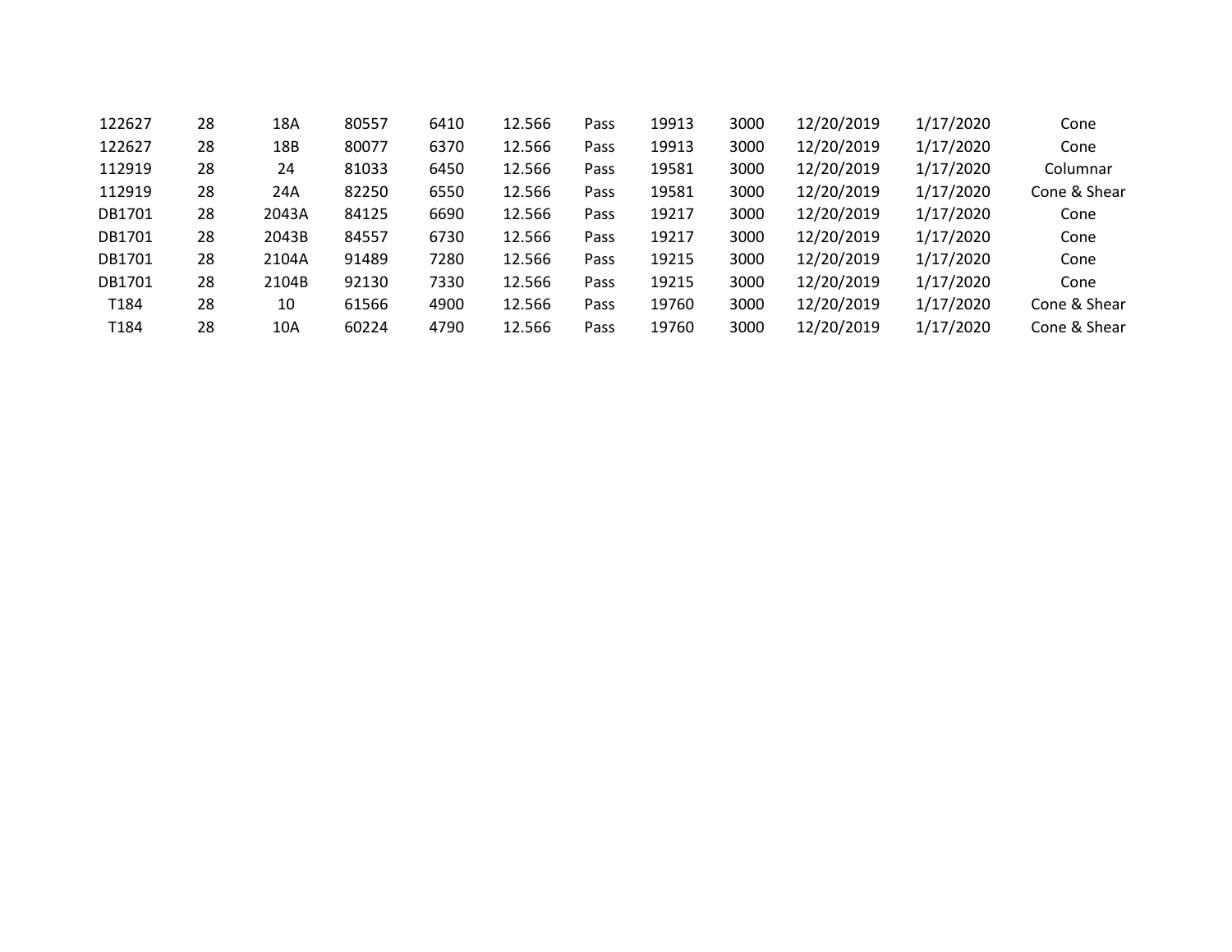| | | | | | | | | | | | |
|---|---|---|---|---|---|---|---|---|---|---|---|
| 122627 | 28 | 18A | 80557 | 6410 | 12.566 | Pass | 19913 | 3000 | 12/20/2019 | 1/17/2020 | Cone |
| 122627 | 28 | 18B | 80077 | 6370 | 12.566 | Pass | 19913 | 3000 | 12/20/2019 | 1/17/2020 | Cone |
| 112919 | 28 | 24 | 81033 | 6450 | 12.566 | Pass | 19581 | 3000 | 12/20/2019 | 1/17/2020 | Columnar |
| 112919 | 28 | 24A | 82250 | 6550 | 12.566 | Pass | 19581 | 3000 | 12/20/2019 | 1/17/2020 | Cone & Shear |
| DB1701 | 28 | 2043A | 84125 | 6690 | 12.566 | Pass | 19217 | 3000 | 12/20/2019 | 1/17/2020 | Cone |
| DB1701 | 28 | 2043B | 84557 | 6730 | 12.566 | Pass | 19217 | 3000 | 12/20/2019 | 1/17/2020 | Cone |
| DB1701 | 28 | 2104A | 91489 | 7280 | 12.566 | Pass | 19215 | 3000 | 12/20/2019 | 1/17/2020 | Cone |
| DB1701 | 28 | 2104B | 92130 | 7330 | 12.566 | Pass | 19215 | 3000 | 12/20/2019 | 1/17/2020 | Cone |
| T184 | 28 | 10 | 61566 | 4900 | 12.566 | Pass | 19760 | 3000 | 12/20/2019 | 1/17/2020 | Cone & Shear |
| T184 | 28 | 10A | 60224 | 4790 | 12.566 | Pass | 19760 | 3000 | 12/20/2019 | 1/17/2020 | Cone & Shear |